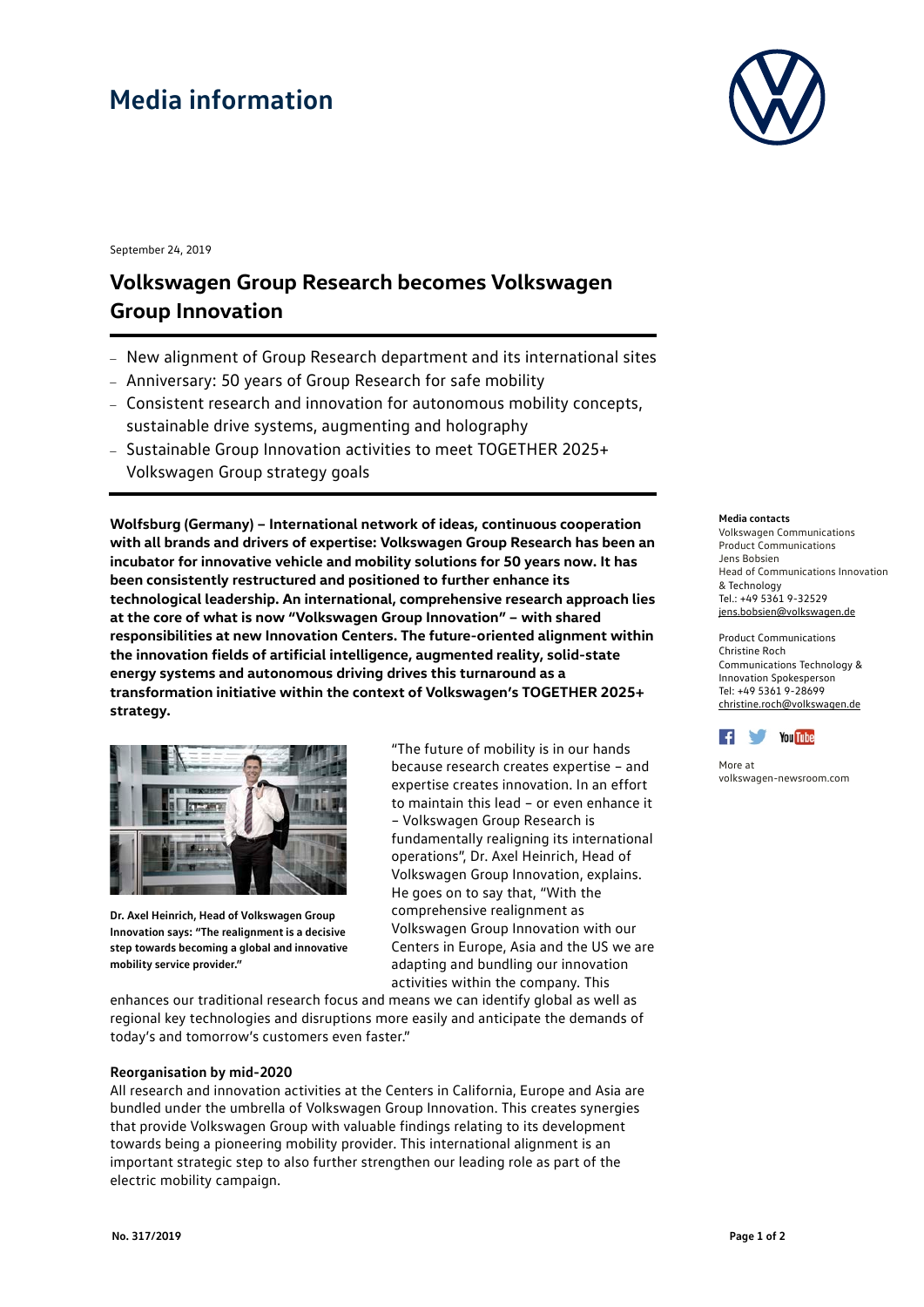# Media information

September 24, 2019

## Volkswagen Group Research becomes Volkswagen Group Innovation

- New alignment of Group Research department and its international sites
- Anniversary: 50 years of Group Research for safe mobility
- Consistent research and innovation for autonomous mobility concepts, sustainable drive systems, augmenting and holography
- Sustainable Group Innovation activities to meet TOGETHER 2025+ Volkswagen Group strategy goals

**Wolfsburg (Germany) – International network of ideas, continuous cooperation with all brands and drivers of expertise: Volkswagen Group Research has been an incubator for innovative vehicle and mobility solutions for 50 years now. It has been consistently restructured and positioned to further enhance its technological leadership. An international, comprehensive research approach lies at the core of what is now "Volkswagen Group Innovation" – with shared responsibilities at new Innovation Centers. The future-oriented alignment within the innovation fields of artificial intelligence, augmented reality, solid-state energy systems and autonomous driving drives this turnaround as a transformation initiative within the context of Volkswagen's TOGETHER 2025+ strategy.**

**Dr. Axel Heinrich, Head of Volkswagen Group Innovation says: "The realignment is a decisive step towards becoming a global and innovative mobility service provider."**

"The future of mobility is in our hands because research creates expertise – and expertise creates innovation. In an effort to maintain this lead – or even enhance it – Volkswagen Group Research is fundamentally realigning its international operations", Dr. Axel Heinrich, Head of Volkswagen Group Innovation, explains. He goes on to say that, "With the comprehensive realignment as Volkswagen Group Innovation with our Centers in Europe, Asia and the US we are adapting and bundling our innovation activities within the company. This enhances our traditional research focus and means we can identify global as well as regional key technologies and disruptions more easily and anticipate the demands of today's and tomorrow's customers even faster."

**Reorganisation by mid-2020**

All research and innovation activities at the Centers in California, Europe and Asia are bundled under the umbrella of Volkswagen Group Innovation. This creates synergies that provide Volkswagen Group with valuable findings relating to its development towards being a pioneering mobility provider. This international alignment is an important strategic step to also further strengthen our leading role as part of the electric mobility campaign.

**Media contacts**

Volkswagen Communications
Product Communications
Jens Bobsien
Head of Communications Innovation & Technology
Tel.: +49 5361 9-32529
jens.bobsien@volkswagen.de

Product Communications
Christine Roch
Communications Technology & Innovation Spokesperson
Tel: +49 5361 9-28699
christine.roch@volkswagen.de

More at
volkswagen-newsroom.com

No. 317/2019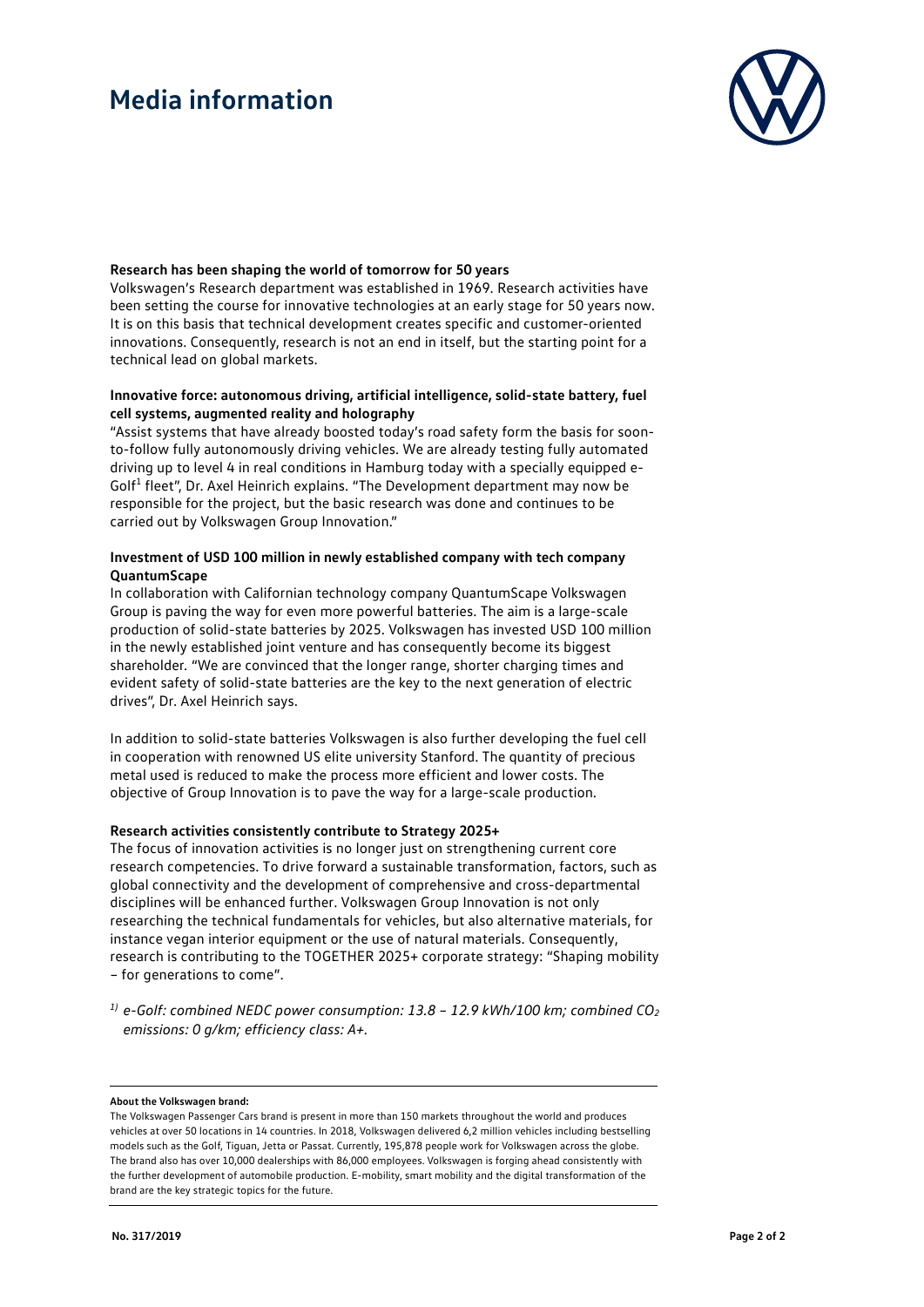# Media information

**Research has been shaping the world of tomorrow for 50 years**

Volkswagen's Research department was established in 1969. Research activities have been setting the course for innovative technologies at an early stage for 50 years now. It is on this basis that technical development creates specific and customer-oriented innovations. Consequently, research is not an end in itself, but the starting point for a technical lead on global markets.

**Innovative force: autonomous driving, artificial intelligence, solid-state battery, fuel cell systems, augmented reality and holography**

"Assist systems that have already boosted today's road safety form the basis for soon-to-follow fully autonomously driving vehicles. We are already testing fully automated driving up to level 4 in real conditions in Hamburg today with a specially equipped e-Golf[1] fleet", Dr. Axel Heinrich explains. "The Development department may now be responsible for the project, but the basic research was done and continues to be carried out by Volkswagen Group Innovation."

**Investment of USD 100 million in newly established company with tech company QuantumScape**

In collaboration with Californian technology company QuantumScape Volkswagen Group is paving the way for even more powerful batteries. The aim is a large-scale production of solid-state batteries by 2025. Volkswagen has invested USD 100 million in the newly established joint venture and has consequently become its biggest shareholder. "We are convinced that the longer range, shorter charging times and evident safety of solid-state batteries are the key to the next generation of electric drives", Dr. Axel Heinrich says.

In addition to solid-state batteries Volkswagen is also further developing the fuel cell in cooperation with renowned US elite university Stanford. The quantity of precious metal used is reduced to make the process more efficient and lower costs. The objective of Group Innovation is to pave the way for a large-scale production.

**Research activities consistently contribute to Strategy 2025+**

The focus of innovation activities is no longer just on strengthening current core research competencies. To drive forward a sustainable transformation, factors, such as global connectivity and the development of comprehensive and cross-departmental disciplines will be enhanced further. Volkswagen Group Innovation is not only researching the technical fundamentals for vehicles, but also alternative materials, for instance vegan interior equipment or the use of natural materials. Consequently, research is contributing to the TOGETHER 2025+ corporate strategy: "Shaping mobility – for generations to come".

*[1] e-Golf: combined NEDC power consumption: 13.8 – 12.9 kWh/100 km; combined $CO_2$ emissions: 0 g/km; efficiency class: A+.*

---

**About the Volkswagen brand:**

The Volkswagen Passenger Cars brand is present in more than 150 markets throughout the world and produces vehicles at over 50 locations in 14 countries. In 2018, Volkswagen delivered 6,2 million vehicles including bestselling models such as the Golf, Tiguan, Jetta or Passat. Currently, 195,878 people work for Volkswagen across the globe. The brand also has over 10,000 dealerships with 86,000 employees. Volkswagen is forging ahead consistently with the further development of automobile production. E-mobility, smart mobility and the digital transformation of the brand are the key strategic topics for the future.

---

**No. 317/2019**